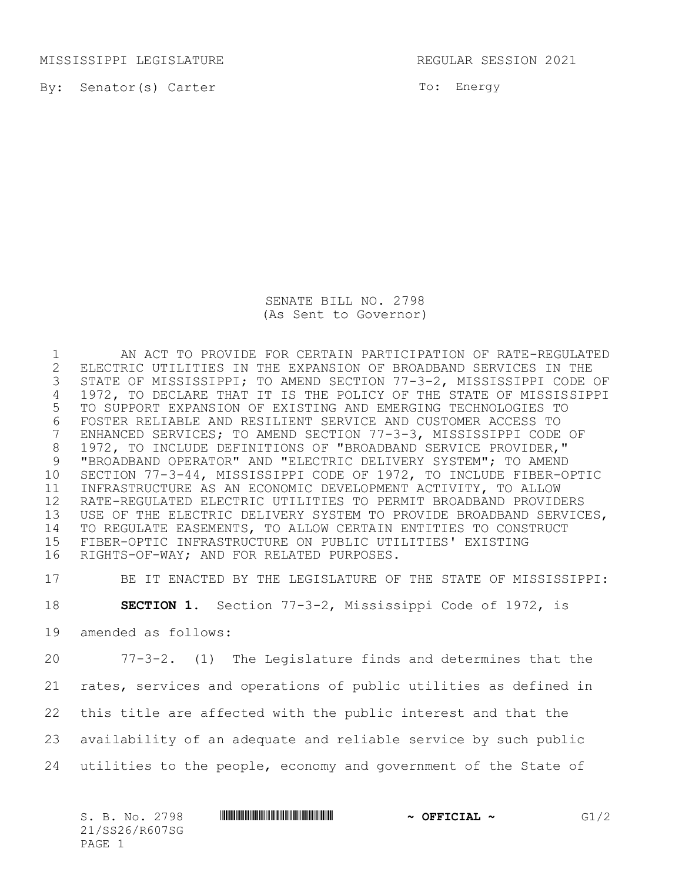MISSISSIPPI LEGISLATURE REGULAR SESSION 2021

By: Senator(s) Carter

To: Energy

SENATE BILL NO. 2798
(As Sent to Governor)

AN ACT TO PROVIDE FOR CERTAIN PARTICIPATION OF RATE-REGULATED ELECTRIC UTILITIES IN THE EXPANSION OF BROADBAND SERVICES IN THE STATE OF MISSISSIPPI; TO AMEND SECTION 77-3-2, MISSISSIPPI CODE OF 1972, TO DECLARE THAT IT IS THE POLICY OF THE STATE OF MISSISSIPPI TO SUPPORT EXPANSION OF EXISTING AND EMERGING TECHNOLOGIES TO FOSTER RELIABLE AND RESILIENT SERVICE AND CUSTOMER ACCESS TO ENHANCED SERVICES; TO AMEND SECTION 77-3-3, MISSISSIPPI CODE OF 1972, TO INCLUDE DEFINITIONS OF "BROADBAND SERVICE PROVIDER," "BROADBAND OPERATOR" AND "ELECTRIC DELIVERY SYSTEM"; TO AMEND SECTION 77-3-44, MISSISSIPPI CODE OF 1972, TO INCLUDE FIBER-OPTIC INFRASTRUCTURE AS AN ECONOMIC DEVELOPMENT ACTIVITY, TO ALLOW RATE-REGULATED ELECTRIC UTILITIES TO PERMIT BROADBAND PROVIDERS USE OF THE ELECTRIC DELIVERY SYSTEM TO PROVIDE BROADBAND SERVICES, TO REGULATE EASEMENTS, TO ALLOW CERTAIN ENTITIES TO CONSTRUCT FIBER-OPTIC INFRASTRUCTURE ON PUBLIC UTILITIES' EXISTING RIGHTS-OF-WAY; AND FOR RELATED PURPOSES.

BE IT ENACTED BY THE LEGISLATURE OF THE STATE OF MISSISSIPPI:

**SECTION 1.** Section 77-3-2, Mississippi Code of 1972, is amended as follows:

77-3-2. (1) The Legislature finds and determines that the rates, services and operations of public utilities as defined in this title are affected with the public interest and that the availability of an adequate and reliable service by such public utilities to the people, economy and government of the State of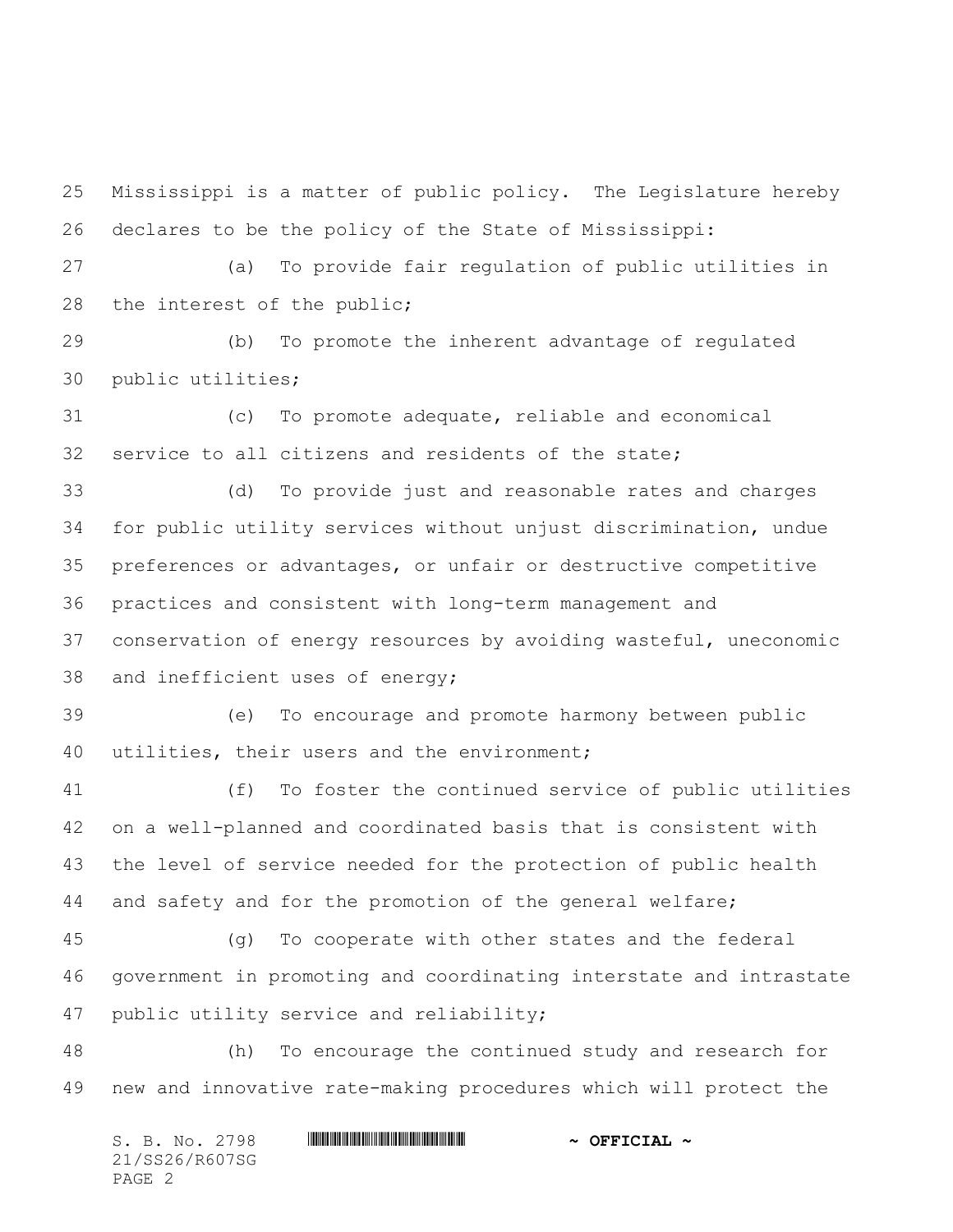Mississippi is a matter of public policy. The Legislature hereby declares to be the policy of the State of Mississippi:

(a) To provide fair regulation of public utilities in the interest of the public;

(b) To promote the inherent advantage of regulated public utilities;

(c) To promote adequate, reliable and economical service to all citizens and residents of the state;

(d) To provide just and reasonable rates and charges for public utility services without unjust discrimination, undue preferences or advantages, or unfair or destructive competitive practices and consistent with long-term management and conservation of energy resources by avoiding wasteful, uneconomic and inefficient uses of energy;

(e) To encourage and promote harmony between public utilities, their users and the environment;

(f) To foster the continued service of public utilities on a well-planned and coordinated basis that is consistent with the level of service needed for the protection of public health and safety and for the promotion of the general welfare;

(g) To cooperate with other states and the federal government in promoting and coordinating interstate and intrastate public utility service and reliability;

(h) To encourage the continued study and research for new and innovative rate-making procedures which will protect the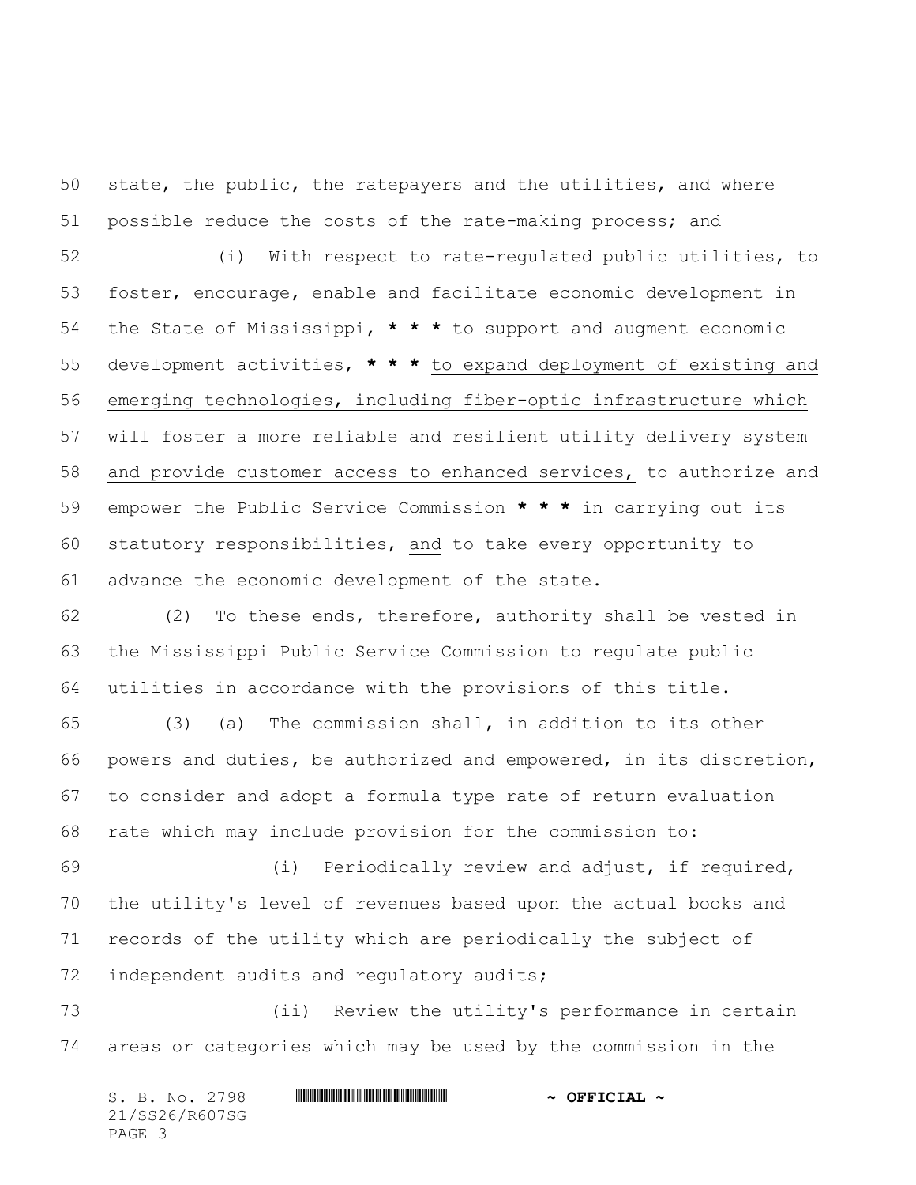state, the public, the ratepayers and the utilities, and where possible reduce the costs of the rate-making process; and

(i) With respect to rate-regulated public utilities, to foster, encourage, enable and facilitate economic development in the State of Mississippi, **\* \* \*** to support and augment economic development activities, **\* \* \*** <u>to expand deployment of existing and emerging technologies, including fiber-optic infrastructure which will foster a more reliable and resilient utility delivery system and provide customer access to enhanced services,</u> to authorize and empower the Public Service Commission **\* \* \*** in carrying out its statutory responsibilities, <u>and</u> to take every opportunity to advance the economic development of the state.

(2) To these ends, therefore, authority shall be vested in the Mississippi Public Service Commission to regulate public utilities in accordance with the provisions of this title.

(3) (a) The commission shall, in addition to its other powers and duties, be authorized and empowered, in its discretion, to consider and adopt a formula type rate of return evaluation rate which may include provision for the commission to:

(i) Periodically review and adjust, if required, the utility's level of revenues based upon the actual books and records of the utility which are periodically the subject of independent audits and regulatory audits;

(ii) Review the utility's performance in certain areas or categories which may be used by the commission in the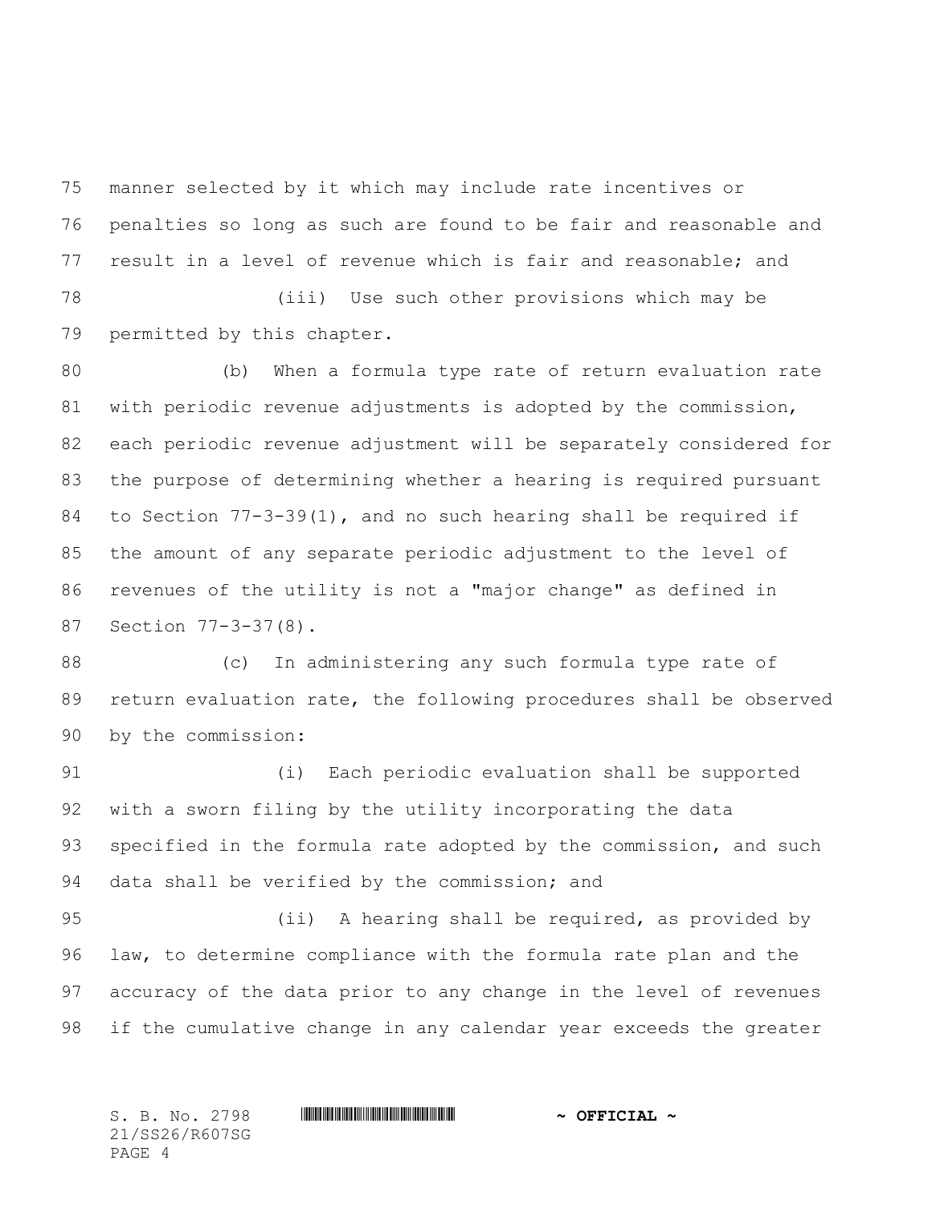manner selected by it which may include rate incentives or penalties so long as such are found to be fair and reasonable and result in a level of revenue which is fair and reasonable; and

(iii) Use such other provisions which may be permitted by this chapter.

(b) When a formula type rate of return evaluation rate with periodic revenue adjustments is adopted by the commission, each periodic revenue adjustment will be separately considered for the purpose of determining whether a hearing is required pursuant to Section 77-3-39(1), and no such hearing shall be required if the amount of any separate periodic adjustment to the level of revenues of the utility is not a "major change" as defined in Section 77-3-37(8).

(c) In administering any such formula type rate of return evaluation rate, the following procedures shall be observed by the commission:

(i) Each periodic evaluation shall be supported with a sworn filing by the utility incorporating the data specified in the formula rate adopted by the commission, and such data shall be verified by the commission; and

(ii) A hearing shall be required, as provided by law, to determine compliance with the formula rate plan and the accuracy of the data prior to any change in the level of revenues if the cumulative change in any calendar year exceeds the greater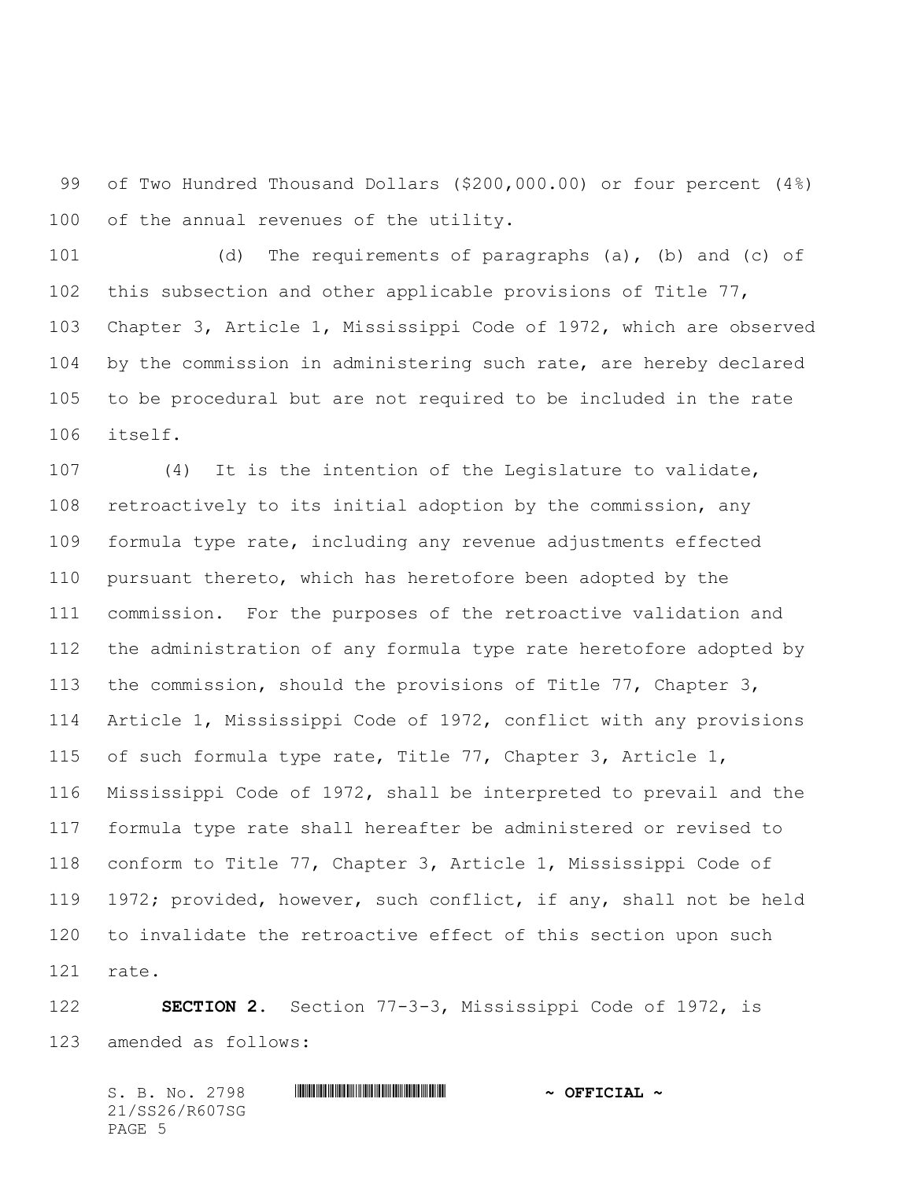of Two Hundred Thousand Dollars ($200,000.00) or four percent (4%) of the annual revenues of the utility.

(d) The requirements of paragraphs (a), (b) and (c) of this subsection and other applicable provisions of Title 77, Chapter 3, Article 1, Mississippi Code of 1972, which are observed by the commission in administering such rate, are hereby declared to be procedural but are not required to be included in the rate itself.

(4) It is the intention of the Legislature to validate, retroactively to its initial adoption by the commission, any formula type rate, including any revenue adjustments effected pursuant thereto, which has heretofore been adopted by the commission. For the purposes of the retroactive validation and the administration of any formula type rate heretofore adopted by the commission, should the provisions of Title 77, Chapter 3, Article 1, Mississippi Code of 1972, conflict with any provisions of such formula type rate, Title 77, Chapter 3, Article 1, Mississippi Code of 1972, shall be interpreted to prevail and the formula type rate shall hereafter be administered or revised to conform to Title 77, Chapter 3, Article 1, Mississippi Code of 1972; provided, however, such conflict, if any, shall not be held to invalidate the retroactive effect of this section upon such rate.

**SECTION 2.** Section 77-3-3, Mississippi Code of 1972, is amended as follows: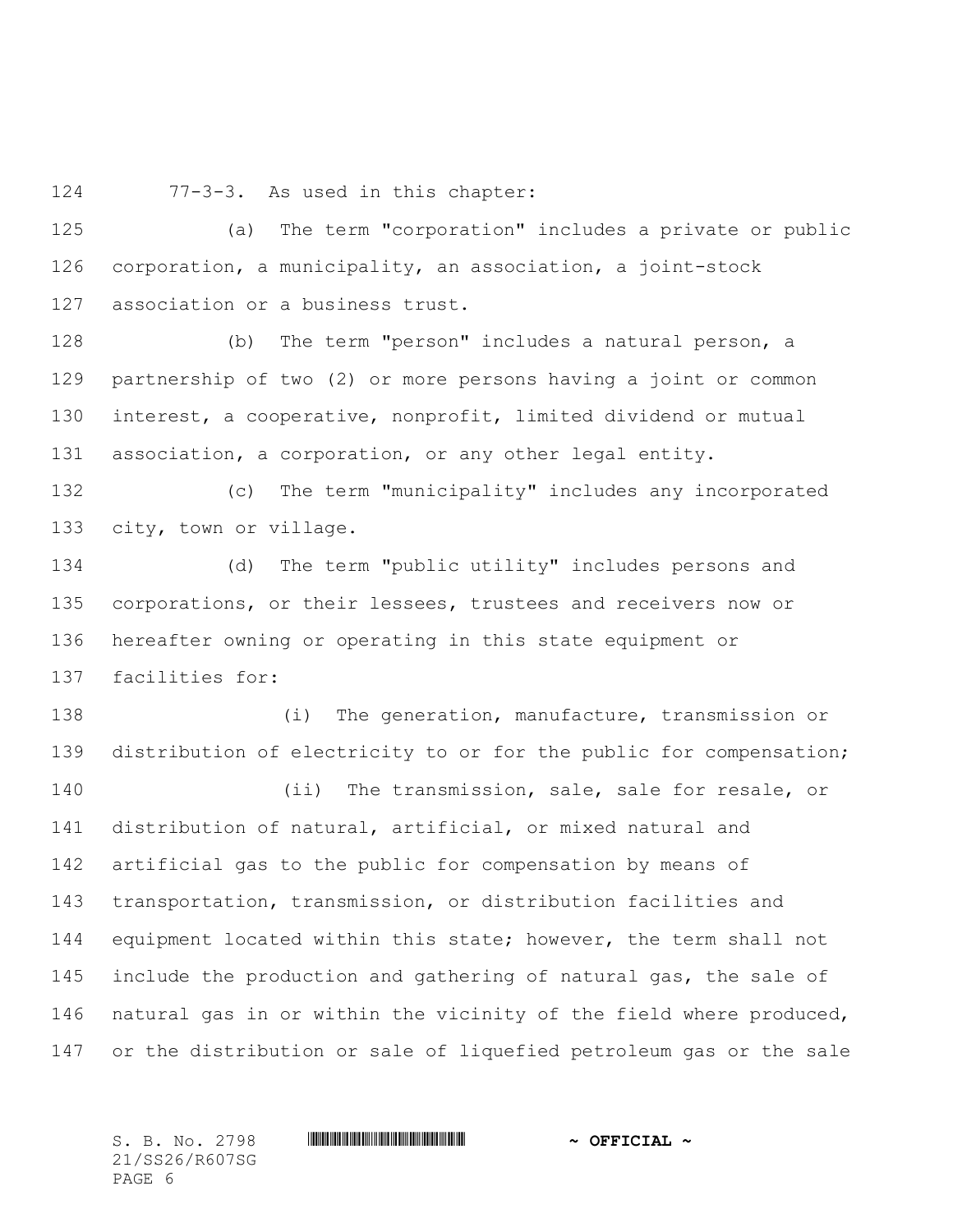77-3-3. As used in this chapter:

(a) The term "corporation" includes a private or public corporation, a municipality, an association, a joint-stock association or a business trust.

(b) The term "person" includes a natural person, a partnership of two (2) or more persons having a joint or common interest, a cooperative, nonprofit, limited dividend or mutual association, a corporation, or any other legal entity.

(c) The term "municipality" includes any incorporated city, town or village.

(d) The term "public utility" includes persons and corporations, or their lessees, trustees and receivers now or hereafter owning or operating in this state equipment or facilities for:

(i) The generation, manufacture, transmission or distribution of electricity to or for the public for compensation;

(ii) The transmission, sale, sale for resale, or distribution of natural, artificial, or mixed natural and artificial gas to the public for compensation by means of transportation, transmission, or distribution facilities and equipment located within this state; however, the term shall not include the production and gathering of natural gas, the sale of natural gas in or within the vicinity of the field where produced, or the distribution or sale of liquefied petroleum gas or the sale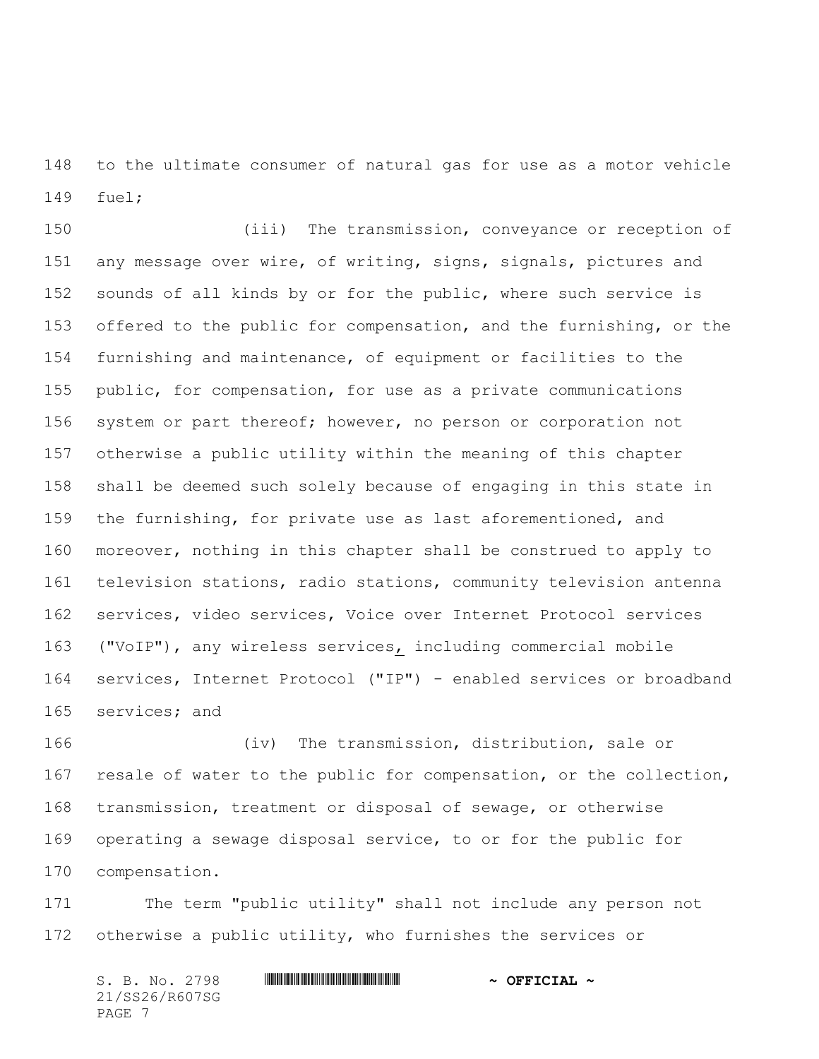to the ultimate consumer of natural gas for use as a motor vehicle fuel;

(iii) The transmission, conveyance or reception of any message over wire, of writing, signs, signals, pictures and sounds of all kinds by or for the public, where such service is offered to the public for compensation, and the furnishing, or the furnishing and maintenance, of equipment or facilities to the public, for compensation, for use as a private communications system or part thereof; however, no person or corporation not otherwise a public utility within the meaning of this chapter shall be deemed such solely because of engaging in this state in the furnishing, for private use as last aforementioned, and moreover, nothing in this chapter shall be construed to apply to television stations, radio stations, community television antenna services, video services, Voice over Internet Protocol services ("VoIP"), any wireless services, including commercial mobile services, Internet Protocol ("IP") - enabled services or broadband services; and

(iv) The transmission, distribution, sale or resale of water to the public for compensation, or the collection, transmission, treatment or disposal of sewage, or otherwise operating a sewage disposal service, to or for the public for compensation.

The term "public utility" shall not include any person not otherwise a public utility, who furnishes the services or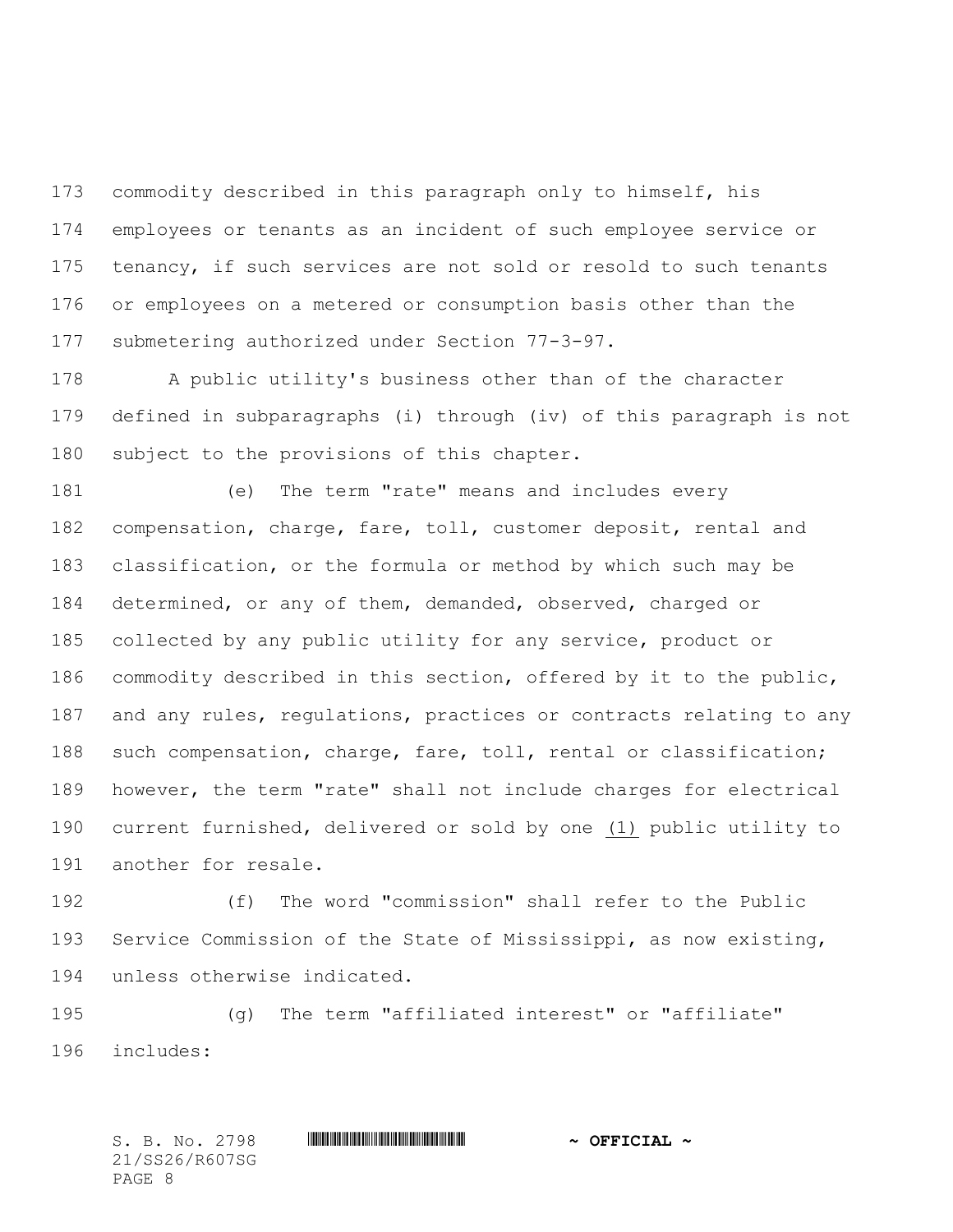commodity described in this paragraph only to himself, his employees or tenants as an incident of such employee service or tenancy, if such services are not sold or resold to such tenants or employees on a metered or consumption basis other than the submetering authorized under Section 77-3-97.

A public utility's business other than of the character defined in subparagraphs (i) through (iv) of this paragraph is not subject to the provisions of this chapter.

(e) The term "rate" means and includes every compensation, charge, fare, toll, customer deposit, rental and classification, or the formula or method by which such may be determined, or any of them, demanded, observed, charged or collected by any public utility for any service, product or commodity described in this section, offered by it to the public, and any rules, regulations, practices or contracts relating to any such compensation, charge, fare, toll, rental or classification; however, the term "rate" shall not include charges for electrical current furnished, delivered or sold by one (1) public utility to another for resale.

(f) The word "commission" shall refer to the Public Service Commission of the State of Mississippi, as now existing, unless otherwise indicated.

(g) The term "affiliated interest" or "affiliate" includes: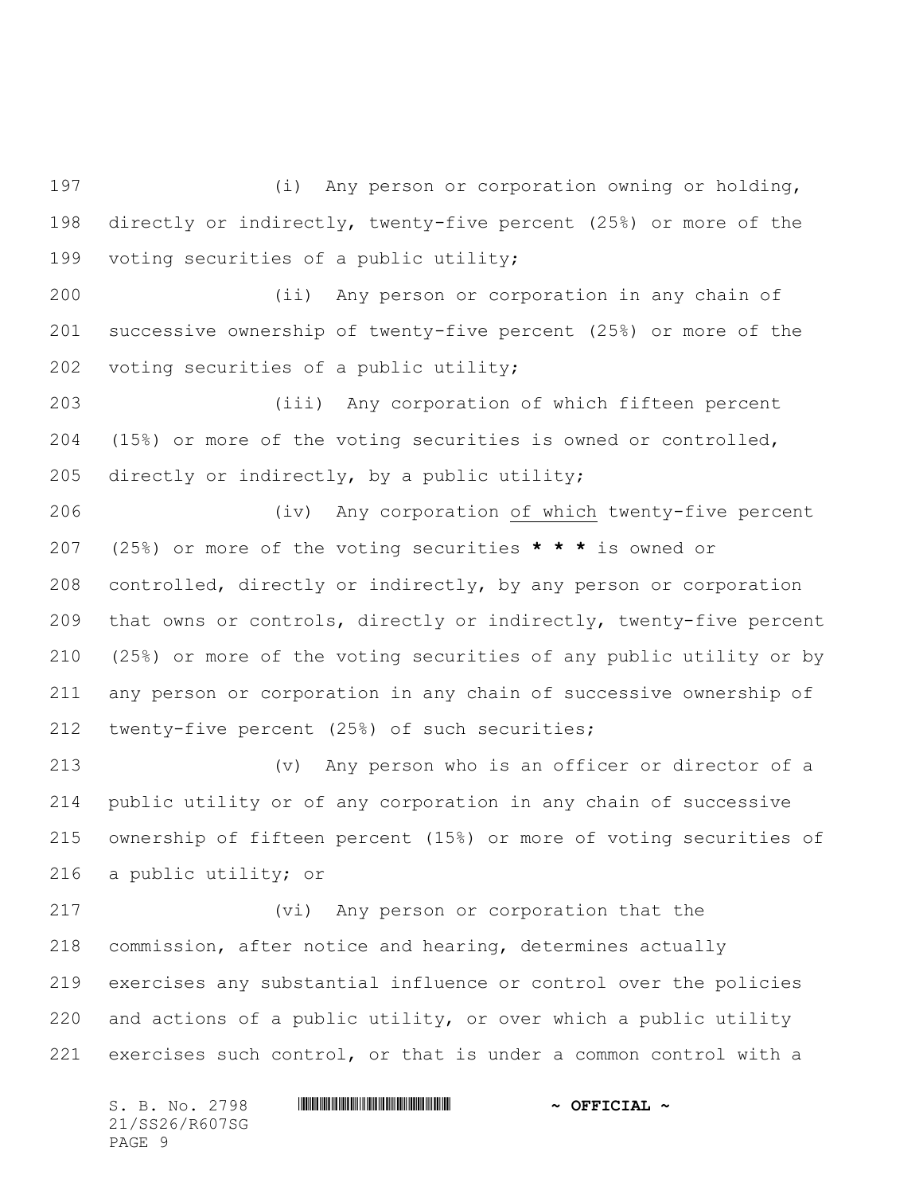(i) Any person or corporation owning or holding, directly or indirectly, twenty-five percent (25%) or more of the voting securities of a public utility;

(ii) Any person or corporation in any chain of successive ownership of twenty-five percent (25%) or more of the voting securities of a public utility;

(iii) Any corporation of which fifteen percent (15%) or more of the voting securities is owned or controlled, directly or indirectly, by a public utility;

(iv) Any corporation <u>of which</u> twenty-five percent (25%) or more of the voting securities **\* \* \*** is owned or controlled, directly or indirectly, by any person or corporation that owns or controls, directly or indirectly, twenty-five percent (25%) or more of the voting securities of any public utility or by any person or corporation in any chain of successive ownership of twenty-five percent (25%) of such securities;

(v) Any person who is an officer or director of a public utility or of any corporation in any chain of successive ownership of fifteen percent (15%) or more of voting securities of a public utility; or

(vi) Any person or corporation that the commission, after notice and hearing, determines actually exercises any substantial influence or control over the policies and actions of a public utility, or over which a public utility exercises such control, or that is under a common control with a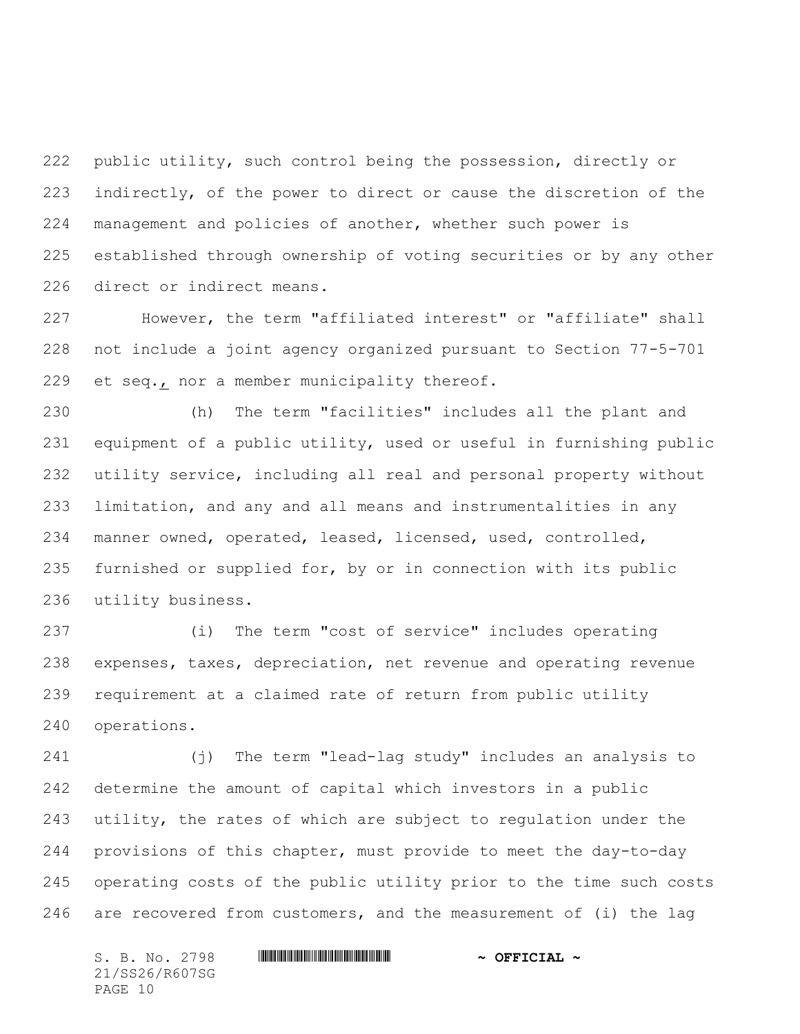public utility, such control being the possession, directly or indirectly, of the power to direct or cause the discretion of the management and policies of another, whether such power is established through ownership of voting securities or by any other direct or indirect means.

However, the term "affiliated interest" or "affiliate" shall not include a joint agency organized pursuant to Section 77-5-701 et seq., nor a member municipality thereof.

(h) The term "facilities" includes all the plant and equipment of a public utility, used or useful in furnishing public utility service, including all real and personal property without limitation, and any and all means and instrumentalities in any manner owned, operated, leased, licensed, used, controlled, furnished or supplied for, by or in connection with its public utility business.

(i) The term "cost of service" includes operating expenses, taxes, depreciation, net revenue and operating revenue requirement at a claimed rate of return from public utility operations.

(j) The term "lead-lag study" includes an analysis to determine the amount of capital which investors in a public utility, the rates of which are subject to regulation under the provisions of this chapter, must provide to meet the day-to-day operating costs of the public utility prior to the time such costs are recovered from customers, and the measurement of (i) the lag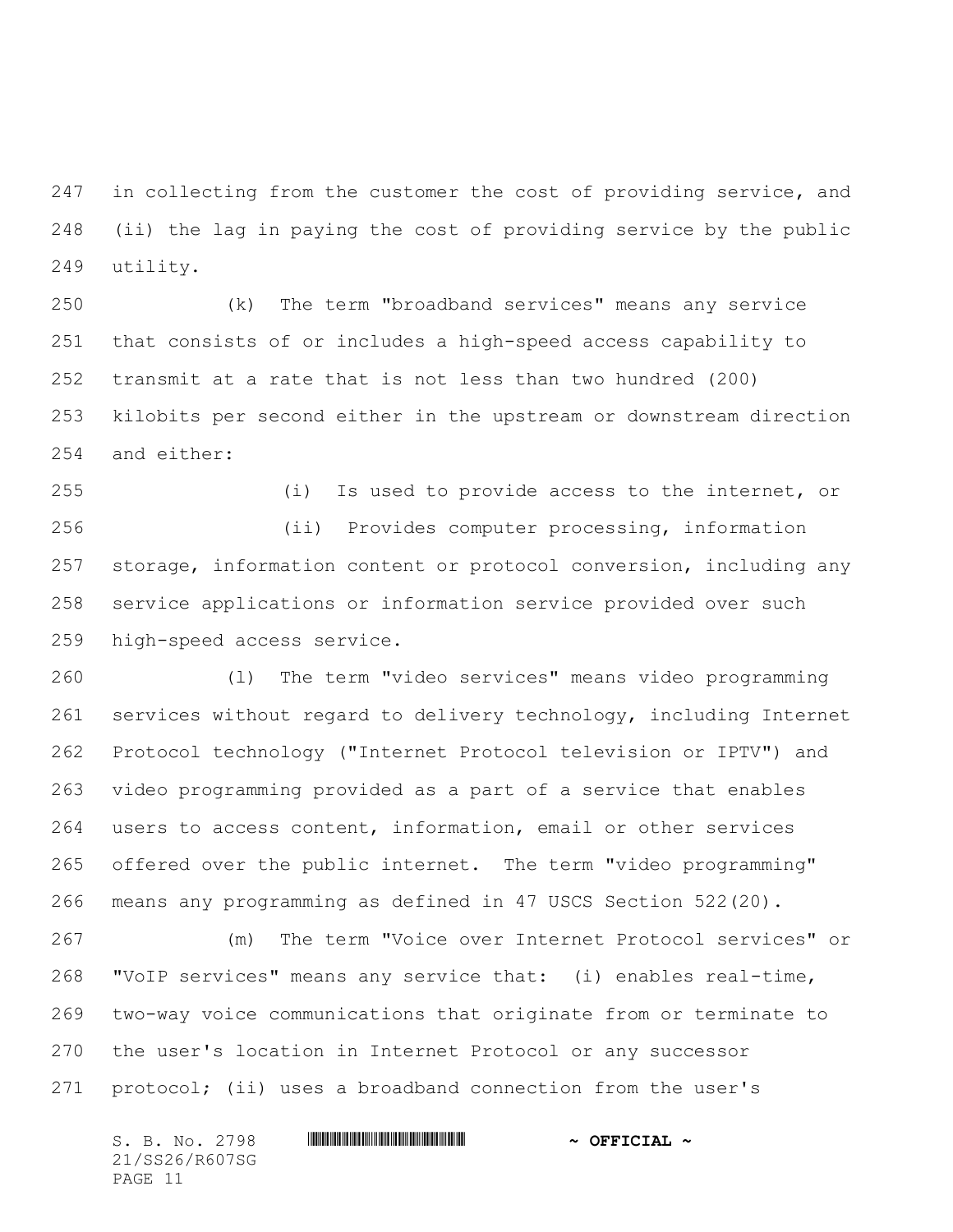in collecting from the customer the cost of providing service, and (ii) the lag in paying the cost of providing service by the public utility.

(k) The term "broadband services" means any service that consists of or includes a high-speed access capability to transmit at a rate that is not less than two hundred (200) kilobits per second either in the upstream or downstream direction and either:

(i) Is used to provide access to the internet, or

(ii) Provides computer processing, information storage, information content or protocol conversion, including any service applications or information service provided over such high-speed access service.

(l) The term "video services" means video programming services without regard to delivery technology, including Internet Protocol technology ("Internet Protocol television or IPTV") and video programming provided as a part of a service that enables users to access content, information, email or other services offered over the public internet. The term "video programming" means any programming as defined in 47 USCS Section 522(20).

(m) The term "Voice over Internet Protocol services" or "VoIP services" means any service that: (i) enables real-time, two-way voice communications that originate from or terminate to the user's location in Internet Protocol or any successor protocol; (ii) uses a broadband connection from the user's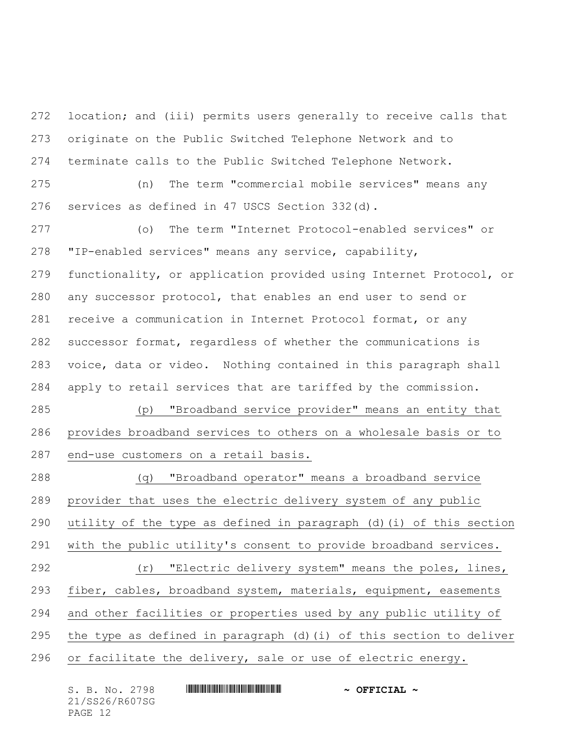location; and (iii) permits users generally to receive calls that originate on the Public Switched Telephone Network and to terminate calls to the Public Switched Telephone Network.

(n) The term "commercial mobile services" means any services as defined in 47 USCS Section 332(d).

(o) The term "Internet Protocol-enabled services" or "IP-enabled services" means any service, capability, functionality, or application provided using Internet Protocol, or any successor protocol, that enables an end user to send or receive a communication in Internet Protocol format, or any successor format, regardless of whether the communications is voice, data or video. Nothing contained in this paragraph shall apply to retail services that are tariffed by the commission.

(p) "Broadband service provider" means an entity that provides broadband services to others on a wholesale basis or to end-use customers on a retail basis.

(q) "Broadband operator" means a broadband service provider that uses the electric delivery system of any public utility of the type as defined in paragraph (d)(i) of this section with the public utility's consent to provide broadband services.

(r) "Electric delivery system" means the poles, lines, fiber, cables, broadband system, materials, equipment, easements and other facilities or properties used by any public utility of the type as defined in paragraph (d)(i) of this section to deliver or facilitate the delivery, sale or use of electric energy.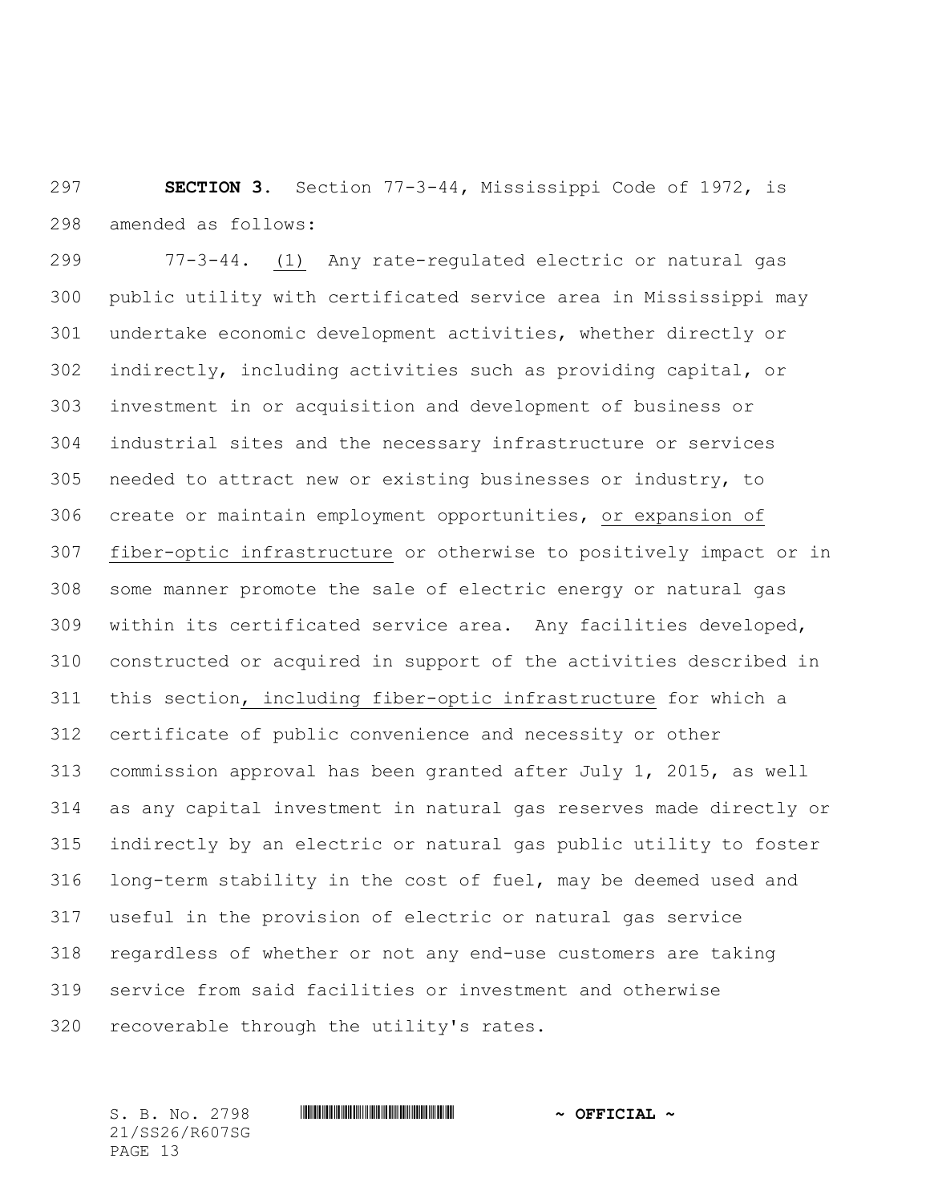**SECTION 3.** Section 77-3-44, Mississippi Code of 1972, is amended as follows:

77-3-44. (1) Any rate-regulated electric or natural gas public utility with certificated service area in Mississippi may undertake economic development activities, whether directly or indirectly, including activities such as providing capital, or investment in or acquisition and development of business or industrial sites and the necessary infrastructure or services needed to attract new or existing businesses or industry, to create or maintain employment opportunities, or expansion of fiber-optic infrastructure or otherwise to positively impact or in some manner promote the sale of electric energy or natural gas within its certificated service area. Any facilities developed, constructed or acquired in support of the activities described in this section, including fiber-optic infrastructure for which a certificate of public convenience and necessity or other commission approval has been granted after July 1, 2015, as well as any capital investment in natural gas reserves made directly or indirectly by an electric or natural gas public utility to foster long-term stability in the cost of fuel, may be deemed used and useful in the provision of electric or natural gas service regardless of whether or not any end-use customers are taking service from said facilities or investment and otherwise recoverable through the utility's rates.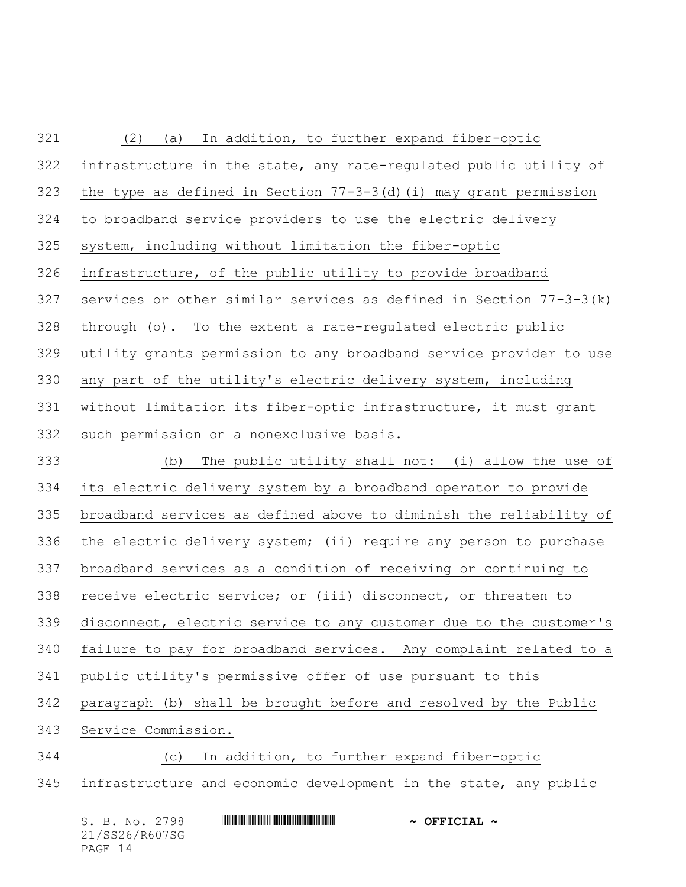(2) (a) In addition, to further expand fiber-optic infrastructure in the state, any rate-regulated public utility of the type as defined in Section 77-3-3(d)(i) may grant permission to broadband service providers to use the electric delivery system, including without limitation the fiber-optic infrastructure, of the public utility to provide broadband services or other similar services as defined in Section 77-3-3(k) through (o). To the extent a rate-regulated electric public utility grants permission to any broadband service provider to use any part of the utility's electric delivery system, including without limitation its fiber-optic infrastructure, it must grant such permission on a nonexclusive basis.

(b) The public utility shall not: (i) allow the use of its electric delivery system by a broadband operator to provide broadband services as defined above to diminish the reliability of the electric delivery system; (ii) require any person to purchase broadband services as a condition of receiving or continuing to receive electric service; or (iii) disconnect, or threaten to disconnect, electric service to any customer due to the customer's failure to pay for broadband services. Any complaint related to a public utility's permissive offer of use pursuant to this paragraph (b) shall be brought before and resolved by the Public Service Commission.

(c) In addition, to further expand fiber-optic infrastructure and economic development in the state, any public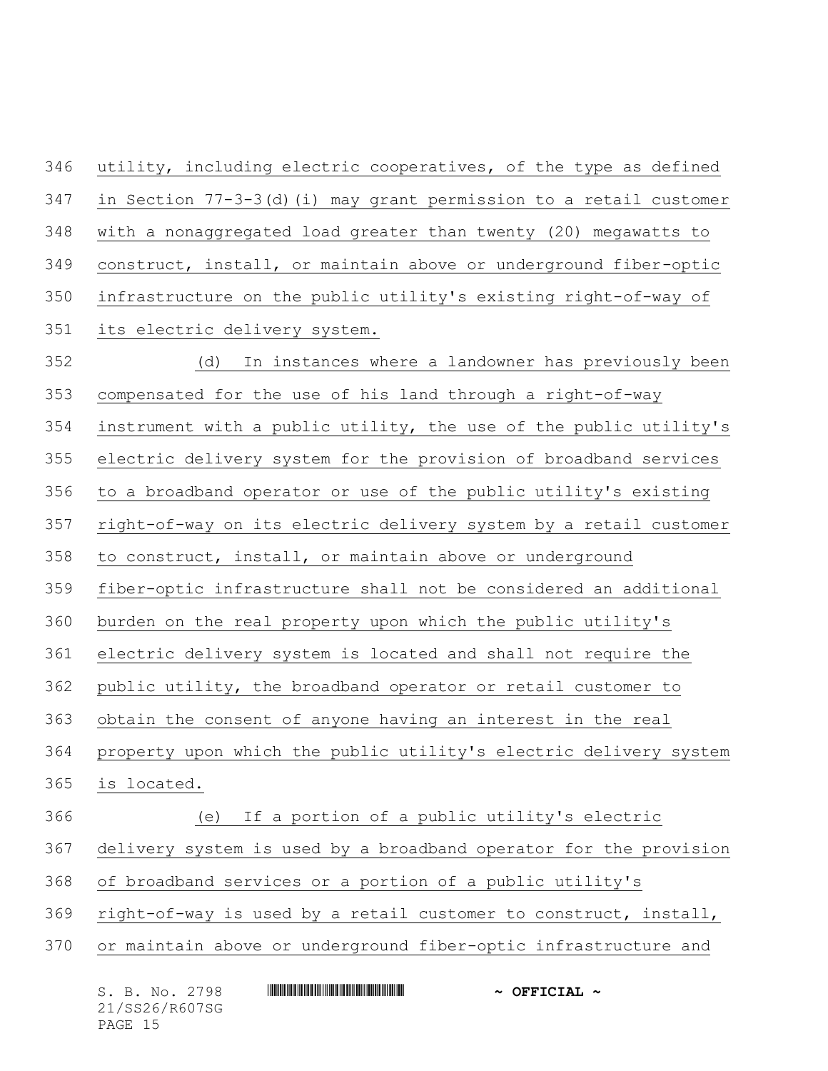utility, including electric cooperatives, of the type as defined in Section 77-3-3(d)(i) may grant permission to a retail customer with a nonaggregated load greater than twenty (20) megawatts to construct, install, or maintain above or underground fiber-optic infrastructure on the public utility's existing right-of-way of its electric delivery system.

(d) In instances where a landowner has previously been compensated for the use of his land through a right-of-way instrument with a public utility, the use of the public utility's electric delivery system for the provision of broadband services to a broadband operator or use of the public utility's existing right-of-way on its electric delivery system by a retail customer to construct, install, or maintain above or underground fiber-optic infrastructure shall not be considered an additional burden on the real property upon which the public utility's electric delivery system is located and shall not require the public utility, the broadband operator or retail customer to obtain the consent of anyone having an interest in the real property upon which the public utility's electric delivery system is located.

(e) If a portion of a public utility's electric delivery system is used by a broadband operator for the provision of broadband services or a portion of a public utility's right-of-way is used by a retail customer to construct, install, or maintain above or underground fiber-optic infrastructure and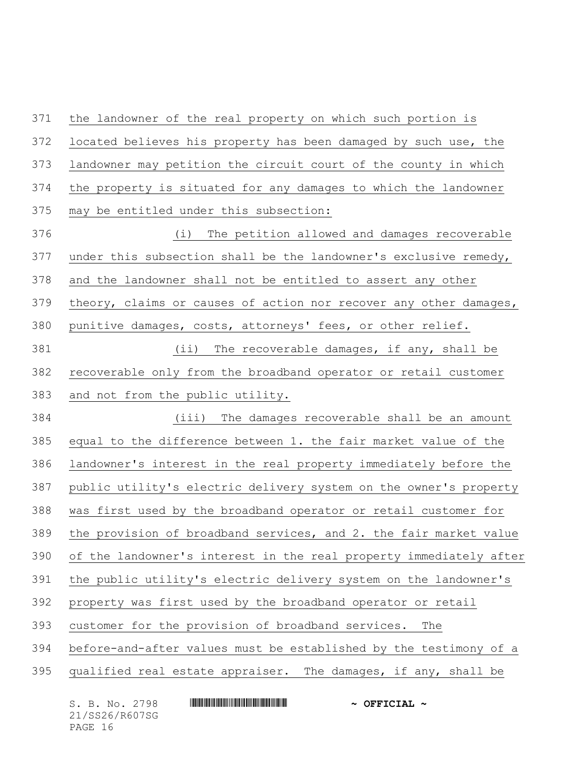the landowner of the real property on which such portion is located believes his property has been damaged by such use, the landowner may petition the circuit court of the county in which the property is situated for any damages to which the landowner may be entitled under this subsection:

(i) The petition allowed and damages recoverable under this subsection shall be the landowner's exclusive remedy, and the landowner shall not be entitled to assert any other theory, claims or causes of action nor recover any other damages, punitive damages, costs, attorneys' fees, or other relief.

(ii) The recoverable damages, if any, shall be recoverable only from the broadband operator or retail customer and not from the public utility.

(iii) The damages recoverable shall be an amount equal to the difference between 1. the fair market value of the landowner's interest in the real property immediately before the public utility's electric delivery system on the owner's property was first used by the broadband operator or retail customer for the provision of broadband services, and 2. the fair market value of the landowner's interest in the real property immediately after the public utility's electric delivery system on the landowner's property was first used by the broadband operator or retail customer for the provision of broadband services. The before-and-after values must be established by the testimony of a qualified real estate appraiser. The damages, if any, shall be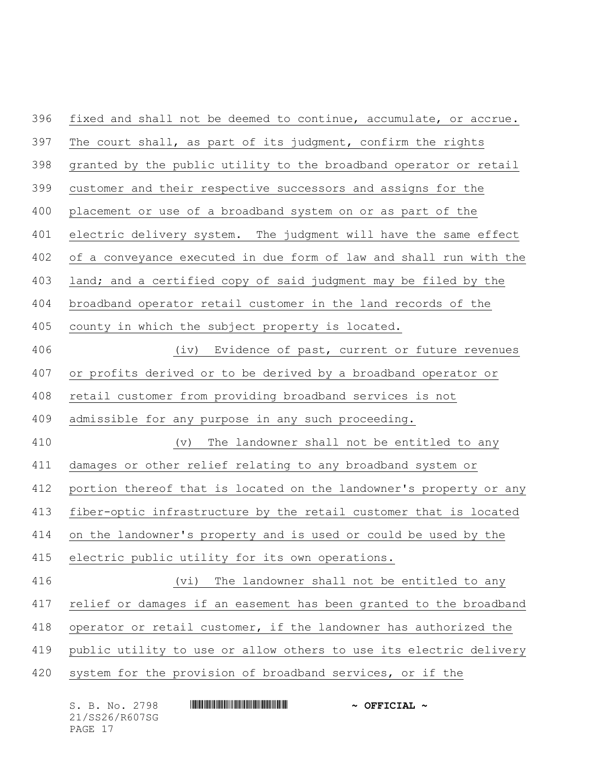fixed and shall not be deemed to continue, accumulate, or accrue. The court shall, as part of its judgment, confirm the rights granted by the public utility to the broadband operator or retail customer and their respective successors and assigns for the placement or use of a broadband system on or as part of the electric delivery system. The judgment will have the same effect of a conveyance executed in due form of law and shall run with the land; and a certified copy of said judgment may be filed by the broadband operator retail customer in the land records of the county in which the subject property is located.

(iv) Evidence of past, current or future revenues or profits derived or to be derived by a broadband operator or retail customer from providing broadband services is not admissible for any purpose in any such proceeding.

(v) The landowner shall not be entitled to any damages or other relief relating to any broadband system or portion thereof that is located on the landowner's property or any fiber-optic infrastructure by the retail customer that is located on the landowner's property and is used or could be used by the electric public utility for its own operations.

(vi) The landowner shall not be entitled to any relief or damages if an easement has been granted to the broadband operator or retail customer, if the landowner has authorized the public utility to use or allow others to use its electric delivery system for the provision of broadband services, or if the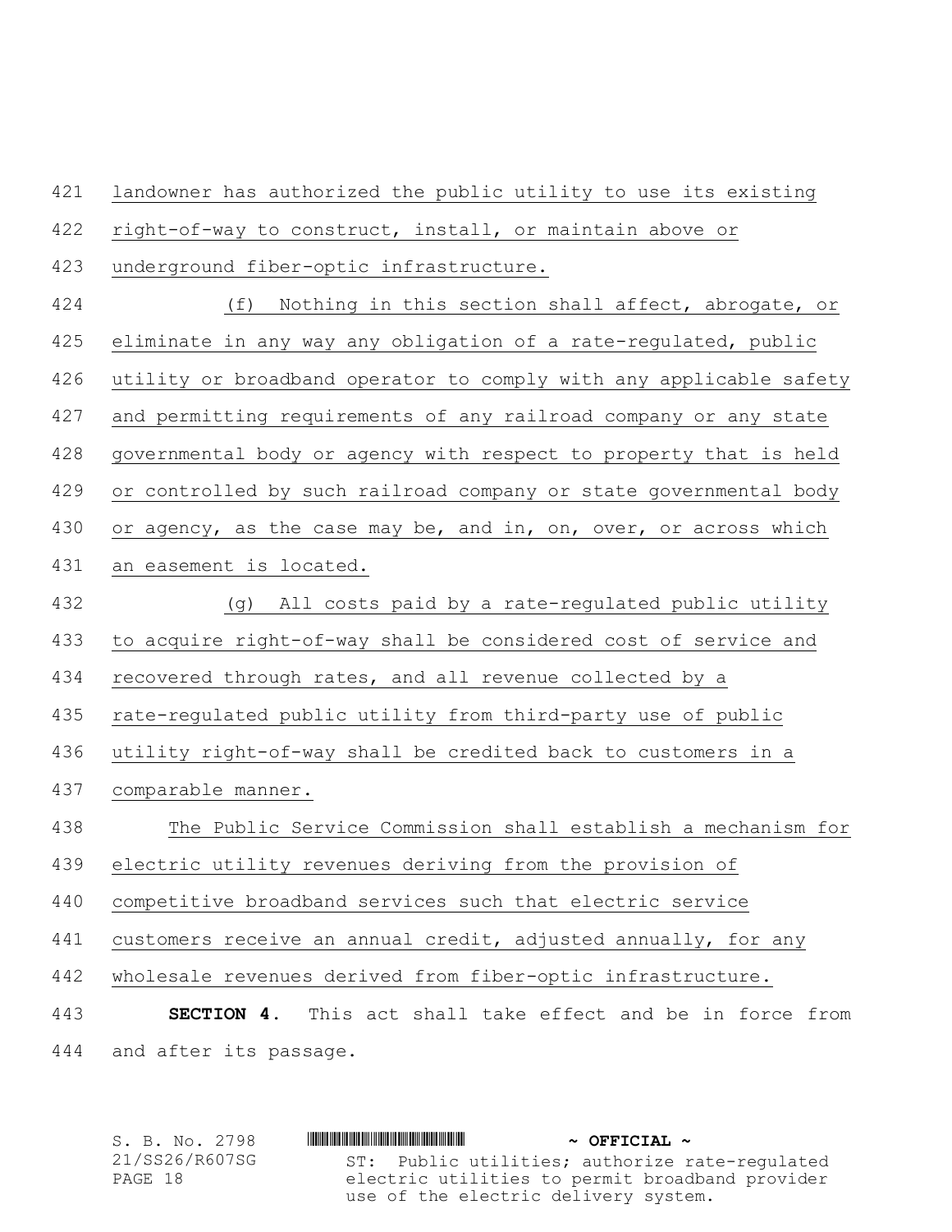landowner has authorized the public utility to use its existing right-of-way to construct, install, or maintain above or underground fiber-optic infrastructure.

(f) Nothing in this section shall affect, abrogate, or eliminate in any way any obligation of a rate-regulated, public utility or broadband operator to comply with any applicable safety and permitting requirements of any railroad company or any state governmental body or agency with respect to property that is held or controlled by such railroad company or state governmental body or agency, as the case may be, and in, on, over, or across which an easement is located.

(g) All costs paid by a rate-regulated public utility to acquire right-of-way shall be considered cost of service and recovered through rates, and all revenue collected by a rate-regulated public utility from third-party use of public utility right-of-way shall be credited back to customers in a comparable manner.

The Public Service Commission shall establish a mechanism for electric utility revenues deriving from the provision of competitive broadband services such that electric service customers receive an annual credit, adjusted annually, for any wholesale revenues derived from fiber-optic infrastructure.

**SECTION 4.** This act shall take effect and be in force from and after its passage.